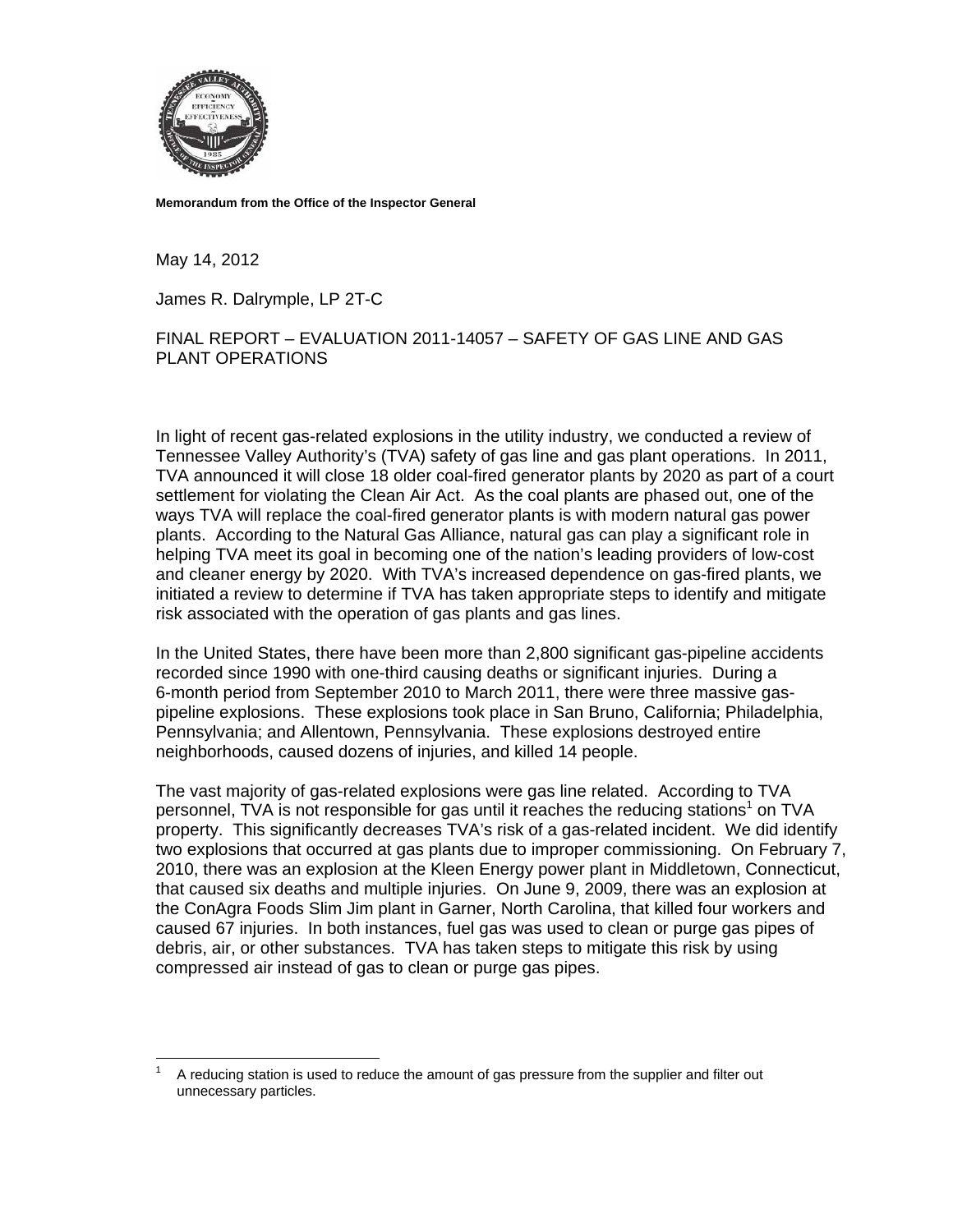**Memorandum from the Office of the Inspector General**

May 14, 2012

James R. Dalrymple, LP 2T-C

FINAL REPORT – EVALUATION 2011-14057 – SAFETY OF GAS LINE AND GAS PLANT OPERATIONS

In light of recent gas-related explosions in the utility industry, we conducted a review of Tennessee Valley Authority's (TVA) safety of gas line and gas plant operations. In 2011, TVA announced it will close 18 older coal-fired generator plants by 2020 as part of a court settlement for violating the Clean Air Act. As the coal plants are phased out, one of the ways TVA will replace the coal-fired generator plants is with modern natural gas power plants. According to the Natural Gas Alliance, natural gas can play a significant role in helping TVA meet its goal in becoming one of the nation's leading providers of low-cost and cleaner energy by 2020. With TVA's increased dependence on gas-fired plants, we initiated a review to determine if TVA has taken appropriate steps to identify and mitigate risk associated with the operation of gas plants and gas lines.

In the United States, there have been more than 2,800 significant gas-pipeline accidents recorded since 1990 with one-third causing deaths or significant injuries. During a 6-month period from September 2010 to March 2011, there were three massive gas-pipeline explosions. These explosions took place in San Bruno, California; Philadelphia, Pennsylvania; and Allentown, Pennsylvania. These explosions destroyed entire neighborhoods, caused dozens of injuries, and killed 14 people.

The vast majority of gas-related explosions were gas line related. According to TVA personnel, TVA is not responsible for gas until it reaches the reducing stations[1] on TVA property. This significantly decreases TVA's risk of a gas-related incident. We did identify two explosions that occurred at gas plants due to improper commissioning. On February 7, 2010, there was an explosion at the Kleen Energy power plant in Middletown, Connecticut, that caused six deaths and multiple injuries. On June 9, 2009, there was an explosion at the ConAgra Foods Slim Jim plant in Garner, North Carolina, that killed four workers and caused 67 injuries. In both instances, fuel gas was used to clean or purge gas pipes of debris, air, or other substances. TVA has taken steps to mitigate this risk by using compressed air instead of gas to clean or purge gas pipes.

---

[1] A reducing station is used to reduce the amount of gas pressure from the supplier and filter out unnecessary particles.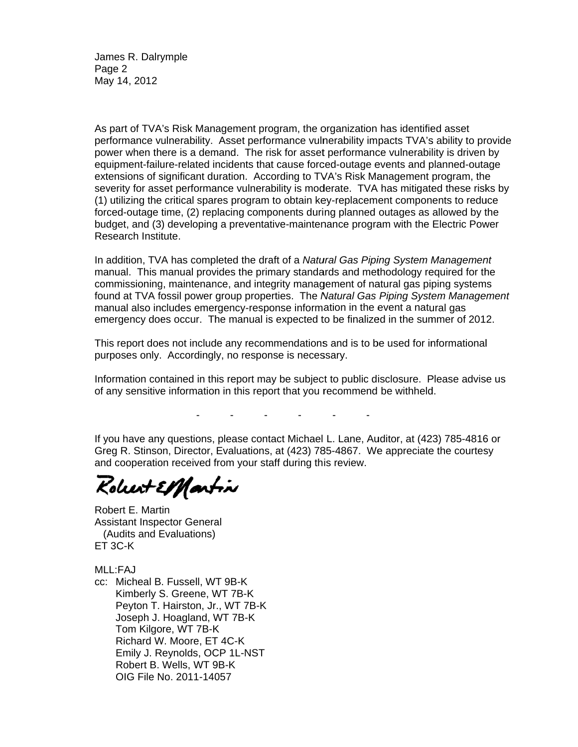As part of TVA's Risk Management program, the organization has identified asset performance vulnerability. Asset performance vulnerability impacts TVA's ability to provide power when there is a demand. The risk for asset performance vulnerability is driven by equipment-failure-related incidents that cause forced-outage events and planned-outage extensions of significant duration. According to TVA's Risk Management program, the severity for asset performance vulnerability is moderate. TVA has mitigated these risks by (1) utilizing the critical spares program to obtain key-replacement components to reduce forced-outage time, (2) replacing components during planned outages as allowed by the budget, and (3) developing a preventative-maintenance program with the Electric Power Research Institute.

In addition, TVA has completed the draft of a *Natural Gas Piping System Management* manual. This manual provides the primary standards and methodology required for the commissioning, maintenance, and integrity management of natural gas piping systems found at TVA fossil power group properties. The *Natural Gas Piping System Management* manual also includes emergency-response information in the event a natural gas emergency does occur. The manual is expected to be finalized in the summer of 2012.

This report does not include any recommendations and is to be used for informational purposes only. Accordingly, no response is necessary.

Information contained in this report may be subject to public disclosure. Please advise us of any sensitive information in this report that you recommend be withheld.

\- - - - - -

If you have any questions, please contact Michael L. Lane, Auditor, at (423) 785-4816 or Greg R. Stinson, Director, Evaluations, at (423) 785-4867. We appreciate the courtesy and cooperation received from your staff during this review.

Robert E. Martin

Robert E. Martin
Assistant Inspector General
(Audits and Evaluations)
ET 3C-K

MLL:FAJ

cc: Micheal B. Fussell, WT 9B-K
Kimberly S. Greene, WT 7B-K
Peyton T. Hairston, Jr., WT 7B-K
Joseph J. Hoagland, WT 7B-K
Tom Kilgore, WT 7B-K
Richard W. Moore, ET 4C-K
Emily J. Reynolds, OCP 1L-NST
Robert B. Wells, WT 9B-K
OIG File No. 2011-14057